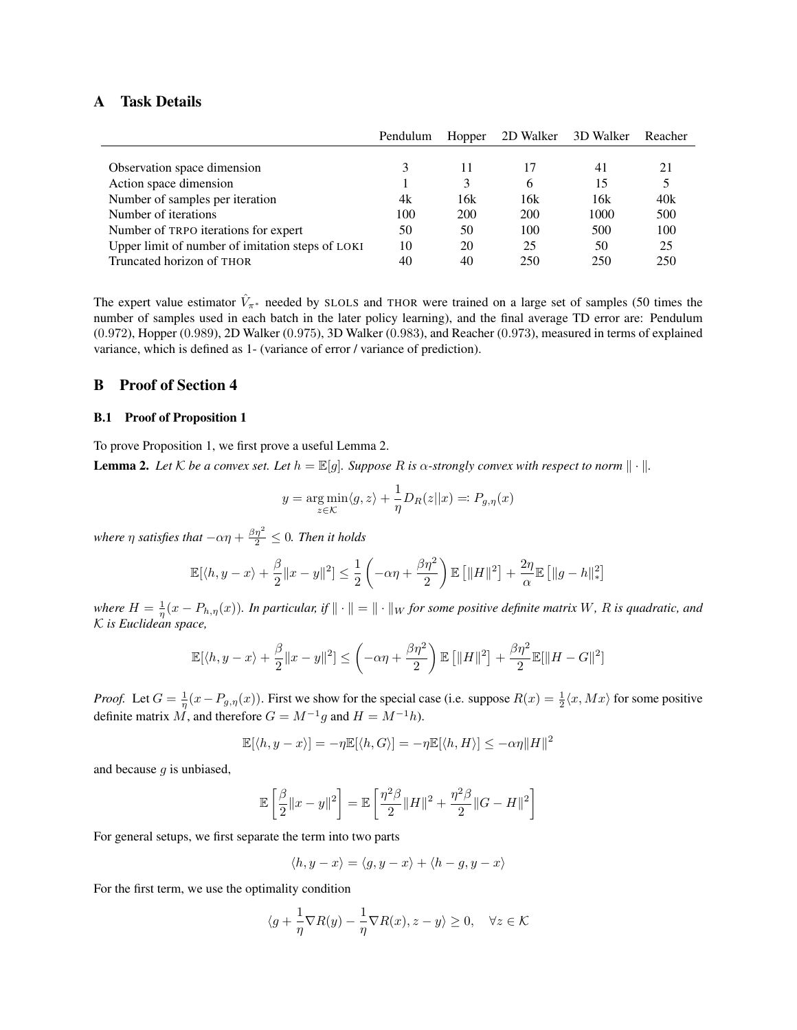## A Task Details

| | Pendulum | Hopper | 2D Walker | 3D Walker | Reacher |
|---|---|---|---|---|---|
| Observation space dimension | 3 | 11 | 17 | 41 | 21 |
| Action space dimension | 1 | 3 | 6 | 15 | 5 |
| Number of samples per iteration | 4k | 16k | 16k | 16k | 40k |
| Number of iterations | 100 | 200 | 200 | 1000 | 500 |
| Number of TRPO iterations for expert | 50 | 50 | 100 | 500 | 100 |
| Upper limit of number of imitation steps of LOKI | 10 | 20 | 25 | 50 | 25 |
| Truncated horizon of THOR | 40 | 40 | 250 | 250 | 250 |

The expert value estimator $\hat{V}_{\pi^*}$ needed by SLOLS and THOR were trained on a large set of samples (50 times the number of samples used in each batch in the later policy learning), and the final average TD error are: Pendulum (0.972), Hopper (0.989), 2D Walker (0.975), 3D Walker (0.983), and Reacher (0.973), measured in terms of explained variance, which is defined as 1- (variance of error / variance of prediction).

## B Proof of Section 4

### B.1 Proof of Proposition 1

To prove Proposition 1, we first prove a useful Lemma 2.

**Lemma 2.** *Let $\mathcal{K}$ be a convex set. Let $h = \mathbb{E}[g]$. Suppose $R$ is $\alpha$-strongly convex with respect to norm $\|\cdot\|$.*

$$y = \arg\min_{z\in\mathcal{K}} \langle g, z\rangle + \frac{1}{\eta} D_R(z\|x) =: P_{g,\eta}(x)$$

*where $\eta$ satisfies that $-\alpha\eta + \frac{\beta\eta^2}{2} \leq 0$. Then it holds*

$$\mathbb{E}[\langle h, y - x\rangle + \frac{\beta}{2}\|x-y\|^2] \leq \frac{1}{2}\left(-\alpha\eta + \frac{\beta\eta^2}{2}\right)\mathbb{E}\left[\|H\|^2\right] + \frac{2\eta}{\alpha}\mathbb{E}\left[\|g-h\|_*^2\right]$$

*where $H = \frac{1}{\eta}(x - P_{h,\eta}(x))$. In particular, if $\|\cdot\| = \|\cdot\|_W$ for some positive definite matrix $W$, $R$ is quadratic, and $\mathcal{K}$ is Euclidean space,*

$$\mathbb{E}[\langle h, y - x\rangle + \frac{\beta}{2}\|x-y\|^2] \leq \left(-\alpha\eta + \frac{\beta\eta^2}{2}\right)\mathbb{E}\left[\|H\|^2\right] + \frac{\beta\eta^2}{2}\mathbb{E}[\|H-G\|^2]$$

*Proof.* Let $G = \frac{1}{\eta}(x - P_{g,\eta}(x))$. First we show for the special case (i.e. suppose $R(x) = \frac{1}{2}\langle x, Mx\rangle$ for some positive definite matrix $M$, and therefore $G = M^{-1}g$ and $H = M^{-1}h$).

$$\mathbb{E}[\langle h, y-x\rangle] = -\eta\mathbb{E}[\langle h, G\rangle] = -\eta\mathbb{E}[\langle h, H\rangle] \leq -\alpha\eta\|H\|^2$$

and because $g$ is unbiased,

$$\mathbb{E}\left[\frac{\beta}{2}\|x-y\|^2\right] = \mathbb{E}\left[\frac{\eta^2\beta}{2}\|H\|^2 + \frac{\eta^2\beta}{2}\|G-H\|^2\right]$$

For general setups, we first separate the term into two parts

$$\langle h, y-x\rangle = \langle g, y-x\rangle + \langle h-g, y-x\rangle$$

For the first term, we use the optimality condition

$$\langle g + \frac{1}{\eta}\nabla R(y) - \frac{1}{\eta}\nabla R(x), z - y\rangle \geq 0, \quad \forall z \in \mathcal{K}$$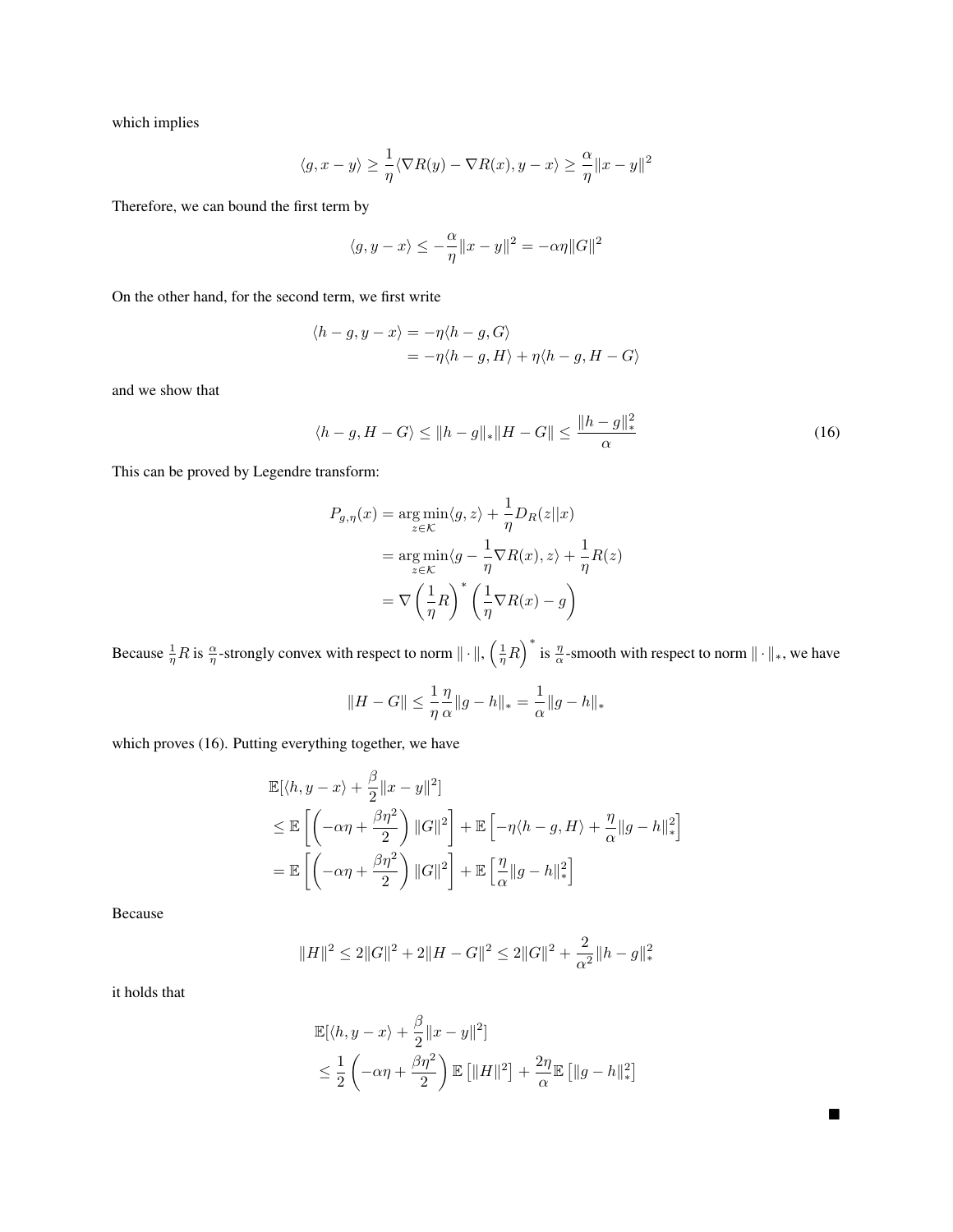which implies

$$\langle g, x - y\rangle \geq \frac{1}{\eta}\langle \nabla R(y) - \nabla R(x), y - x\rangle \geq \frac{\alpha}{\eta}\|x - y\|^2$$

Therefore, we can bound the first term by

$$\langle g, y - x\rangle \leq -\frac{\alpha}{\eta}\|x - y\|^2 = -\alpha\eta\|G\|^2$$

On the other hand, for the second term, we first write

$$\begin{aligned}
\langle h - g, y - x\rangle &= -\eta\langle h - g, G\rangle \\
&= -\eta\langle h - g, H\rangle + \eta\langle h - g, H - G\rangle
\end{aligned}$$

and we show that

$$\langle h - g, H - G\rangle \leq \|h - g\|_*\|H - G\| \leq \frac{\|h - g\|_*^2}{\alpha} \tag{16}$$

This can be proved by Legendre transform:

$$\begin{aligned}
P_{g,\eta}(x) &= \arg\min_{z\in\mathcal{K}} \langle g, z\rangle + \frac{1}{\eta}D_R(z\|x) \\
&= \arg\min_{z\in\mathcal{K}} \langle g - \frac{1}{\eta}\nabla R(x), z\rangle + \frac{1}{\eta}R(z) \\
&= \nabla\left(\frac{1}{\eta}R\right)^*\left(\frac{1}{\eta}\nabla R(x) - g\right)
\end{aligned}$$

Because $\frac{1}{\eta}R$ is $\frac{\alpha}{\eta}$-strongly convex with respect to norm $\|\cdot\|$, $\left(\frac{1}{\eta}R\right)^*$ is $\frac{\eta}{\alpha}$-smooth with respect to norm $\|\cdot\|_*$, we have

$$\|H - G\| \leq \frac{1}{\eta}\frac{\eta}{\alpha}\|g - h\|_* = \frac{1}{\alpha}\|g - h\|_*$$

which proves (16). Putting everything together, we have

$$\begin{aligned}
&\mathbb{E}[\langle h, y - x\rangle + \frac{\beta}{2}\|x - y\|^2] \\
&\leq \mathbb{E}\left[\left(-\alpha\eta + \frac{\beta\eta^2}{2}\right)\|G\|^2\right] + \mathbb{E}\left[-\eta\langle h - g, H\rangle + \frac{\eta}{\alpha}\|g - h\|_*^2\right] \\
&= \mathbb{E}\left[\left(-\alpha\eta + \frac{\beta\eta^2}{2}\right)\|G\|^2\right] + \mathbb{E}\left[\frac{\eta}{\alpha}\|g - h\|_*^2\right]
\end{aligned}$$

Because

$$\|H\|^2 \leq 2\|G\|^2 + 2\|H - G\|^2 \leq 2\|G\|^2 + \frac{2}{\alpha^2}\|h - g\|_*^2$$

it holds that

$$\begin{aligned}
&\mathbb{E}[\langle h, y - x\rangle + \frac{\beta}{2}\|x - y\|^2] \\
&\leq \frac{1}{2}\left(-\alpha\eta + \frac{\beta\eta^2}{2}\right)\mathbb{E}\left[\|H\|^2\right] + \frac{2\eta}{\alpha}\mathbb{E}\left[\|g - h\|_*^2\right]
\end{aligned}$$

■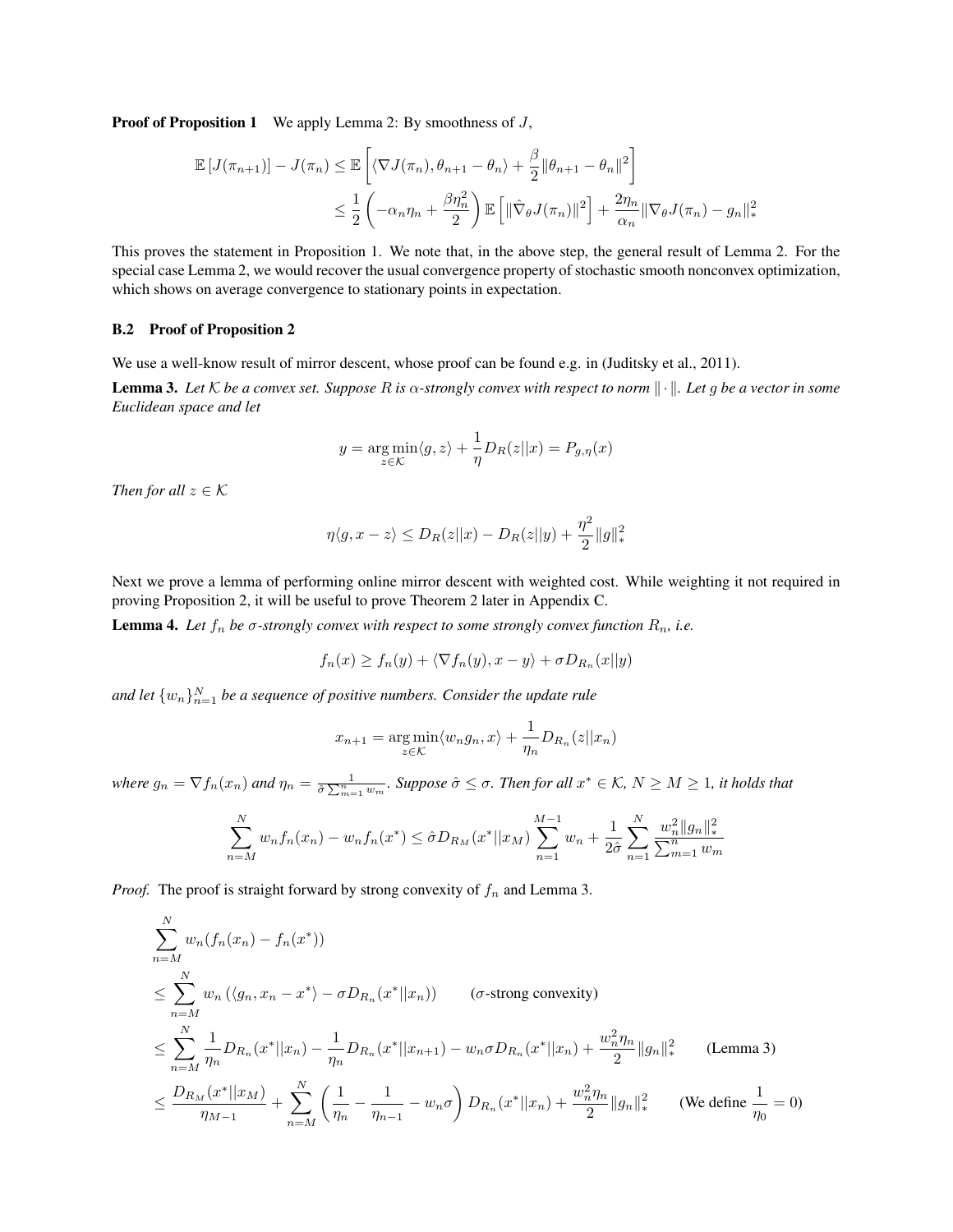**Proof of Proposition 1** We apply Lemma 2: By smoothness of $J$,

$$
\begin{aligned}
\mathbb{E}\left[J(\pi_{n+1})\right] - J(\pi_n) &\leq \mathbb{E}\left[\langle \nabla J(\pi_n), \theta_{n+1} - \theta_n \rangle + \frac{\beta}{2}\|\theta_{n+1} - \theta_n\|^2\right] \\
&\leq \frac{1}{2}\left(-\alpha_n \eta_n + \frac{\beta \eta_n^2}{2}\right)\mathbb{E}\left[\|\hat{\nabla}_\theta J(\pi_n)\|^2\right] + \frac{2\eta_n}{\alpha_n}\|\nabla_\theta J(\pi_n) - g_n\|_*^2
\end{aligned}
$$

This proves the statement in Proposition 1. We note that, in the above step, the general result of Lemma 2. For the special case Lemma 2, we would recover the usual convergence property of stochastic smooth nonconvex optimization, which shows on average convergence to stationary points in expectation.

### B.2 Proof of Proposition 2

We use a well-know result of mirror descent, whose proof can be found e.g. in (Juditsky et al., 2011).

**Lemma 3.** *Let $\mathcal{K}$ be a convex set. Suppose $R$ is $\alpha$-strongly convex with respect to norm $\|\cdot\|$. Let $g$ be a vector in some Euclidean space and let*

$$
y = \arg\min_{z \in \mathcal{K}} \langle g, z \rangle + \frac{1}{\eta} D_R(z||x) = P_{g,\eta}(x)
$$

*Then for all $z \in \mathcal{K}$*

$$
\eta \langle g, x - z \rangle \leq D_R(z||x) - D_R(z||y) + \frac{\eta^2}{2}\|g\|_*^2
$$

Next we prove a lemma of performing online mirror descent with weighted cost. While weighting it not required in proving Proposition 2, it will be useful to prove Theorem 2 later in Appendix C.

**Lemma 4.** *Let $f_n$ be $\sigma$-strongly convex with respect to some strongly convex function $R_n$, i.e.*

$$
f_n(x) \geq f_n(y) + \langle \nabla f_n(y), x - y \rangle + \sigma D_{R_n}(x||y)
$$

*and let $\{w_n\}_{n=1}^N$ be a sequence of positive numbers. Consider the update rule*

$$
x_{n+1} = \arg\min_{z \in \mathcal{K}} \langle w_n g_n, x \rangle + \frac{1}{\eta_n} D_{R_n}(z||x_n)
$$

*where $g_n = \nabla f_n(x_n)$ and $\eta_n = \frac{1}{\hat{\sigma}\sum_{m=1}^n w_m}$. Suppose $\hat{\sigma} \leq \sigma$. Then for all $x^* \in \mathcal{K}$, $N \geq M \geq 1$, it holds that*

$$
\sum_{n=M}^N w_n f_n(x_n) - w_n f_n(x^*) \leq \hat{\sigma} D_{R_M}(x^*||x_M) \sum_{n=1}^{M-1} w_n + \frac{1}{2\hat{\sigma}} \sum_{n=1}^N \frac{w_n^2 \|g_n\|_*^2}{\sum_{m=1}^n w_m}
$$

*Proof.* The proof is straight forward by strong convexity of $f_n$ and Lemma 3.

$$
\begin{aligned}
&\sum_{n=M}^N w_n(f_n(x_n) - f_n(x^*)) \\
&\leq \sum_{n=M}^N w_n\left(\langle g_n, x_n - x^* \rangle - \sigma D_{R_n}(x^*||x_n)\right) \qquad (\sigma\text{-strong convexity}) \\
&\leq \sum_{n=M}^N \frac{1}{\eta_n} D_{R_n}(x^*||x_n) - \frac{1}{\eta_n} D_{R_n}(x^*||x_{n+1}) - w_n \sigma D_{R_n}(x^*||x_n) + \frac{w_n^2 \eta_n}{2}\|g_n\|_*^2 \qquad \text{(Lemma 3)} \\
&\leq \frac{D_{R_M}(x^*||x_M)}{\eta_{M-1}} + \sum_{n=M}^N \left(\frac{1}{\eta_n} - \frac{1}{\eta_{n-1}} - w_n \sigma\right) D_{R_n}(x^*||x_n) + \frac{w_n^2 \eta_n}{2}\|g_n\|_*^2 \qquad \left(\text{We define } \frac{1}{\eta_0} = 0\right)
\end{aligned}
$$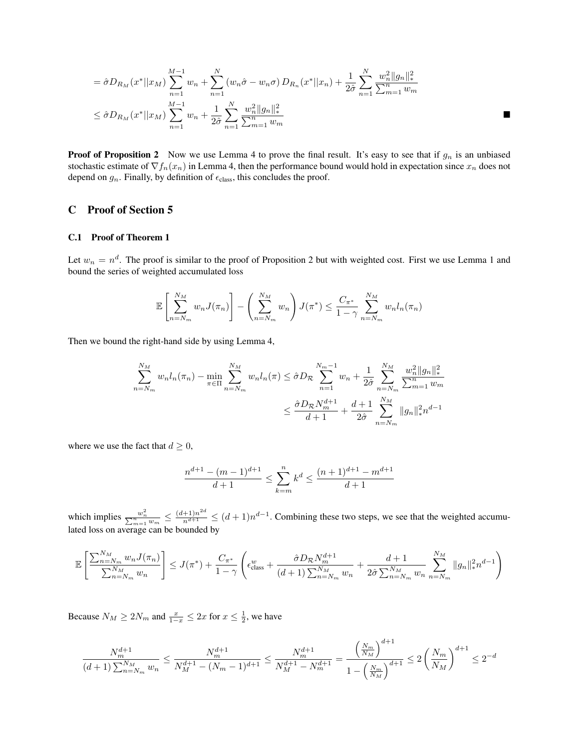$$
\begin{aligned}
&= \hat{\sigma} D_{R_M}(x^* || x_M) \sum_{n=1}^{M-1} w_n + \sum_{n=1}^{N} (w_n \hat{\sigma} - w_n \sigma) D_{R_n}(x^* || x_n) + \frac{1}{2\hat{\sigma}} \sum_{n=1}^{N} \frac{w_n^2 \|g_n\|_*^2}{\sum_{m=1}^{n} w_m} \\
&\leq \hat{\sigma} D_{R_M}(x^* || x_M) \sum_{n=1}^{M-1} w_n + \frac{1}{2\hat{\sigma}} \sum_{n=1}^{N} \frac{w_n^2 \|g_n\|_*^2}{\sum_{m=1}^{n} w_m}
\end{aligned}
$$

■

**Proof of Proposition 2** Now we use Lemma 4 to prove the final result. It's easy to see that if $g_n$ is an unbiased stochastic estimate of $\nabla f_n(x_n)$ in Lemma 4, then the performance bound would hold in expectation since $x_n$ does not depend on $g_n$. Finally, by definition of $\epsilon_{\text{class}}$, this concludes the proof.

## C Proof of Section 5

### C.1 Proof of Theorem 1

Let $w_n = n^d$. The proof is similar to the proof of Proposition 2 but with weighted cost. First we use Lemma 1 and bound the series of weighted accumulated loss

$$
\mathbb{E}\left[ \sum_{n=N_m}^{N_M} w_n J(\pi_n) \right] - \left( \sum_{n=N_m}^{N_M} w_n \right) J(\pi^*) \leq \frac{C_{\pi^*}}{1-\gamma} \sum_{n=N_m}^{N_M} w_n l_n(\pi_n)
$$

Then we bound the right-hand side by using Lemma 4,

$$
\begin{aligned}
\sum_{n=N_m}^{N_M} w_n l_n(\pi_n) - \min_{\pi \in \Pi} \sum_{n=N_m}^{N_M} w_n l_n(\pi) &\leq \hat{\sigma} D_{\mathcal{R}} \sum_{n=1}^{N_m - 1} w_n + \frac{1}{2\hat{\sigma}} \sum_{n=N_m}^{N_M} \frac{w_n^2 \|g_n\|_*^2}{\sum_{m=1}^{n} w_m} \\
&\leq \frac{\hat{\sigma} D_{\mathcal{R}} N_m^{d+1}}{d+1} + \frac{d+1}{2\hat{\sigma}} \sum_{n=N_m}^{N_M} \|g_n\|_*^2 n^{d-1}
\end{aligned}
$$

where we use the fact that $d \geq 0$,

$$
\frac{n^{d+1} - (m-1)^{d+1}}{d+1} \leq \sum_{k=m}^{n} k^d \leq \frac{(n+1)^{d+1} - m^{d+1}}{d+1}
$$

which implies $\frac{w_n^2}{\sum_{m=1}^{n} w_m} \leq \frac{(d+1)n^{2d}}{n^{d+1}} \leq (d+1)n^{d-1}$. Combining these two steps, we see that the weighted accumulated loss on average can be bounded by

$$
\mathbb{E}\left[ \frac{\sum_{n=N_m}^{N_M} w_n J(\pi_n)}{\sum_{n=N_m}^{N_M} w_n} \right] \leq J(\pi^*) + \frac{C_{\pi^*}}{1-\gamma} \left( \epsilon_{\text{class}}^w + \frac{\hat{\sigma} D_{\mathcal{R}} N_m^{d+1}}{(d+1) \sum_{n=N_m}^{N_M} w_n} + \frac{d+1}{2\hat{\sigma} \sum_{n=N_m}^{N_M} w_n} \sum_{n=N_m}^{N_M} \|g_n\|_*^2 n^{d-1} \right)
$$

Because $N_M \geq 2N_m$ and $\frac{x}{1-x} \leq 2x$ for $x \leq \frac{1}{2}$, we have

$$
\frac{N_m^{d+1}}{(d+1) \sum_{n=N_m}^{N_M} w_n} \leq \frac{N_m^{d+1}}{N_M^{d+1} - (N_m - 1)^{d+1}} \leq \frac{N_m^{d+1}}{N_M^{d+1} - N_m^{d+1}} = \frac{\left( \frac{N_m}{N_M} \right)^{d+1}}{1 - \left( \frac{N_m}{N_M} \right)^{d+1}} \leq 2 \left( \frac{N_m}{N_M} \right)^{d+1} \leq 2^{-d}
$$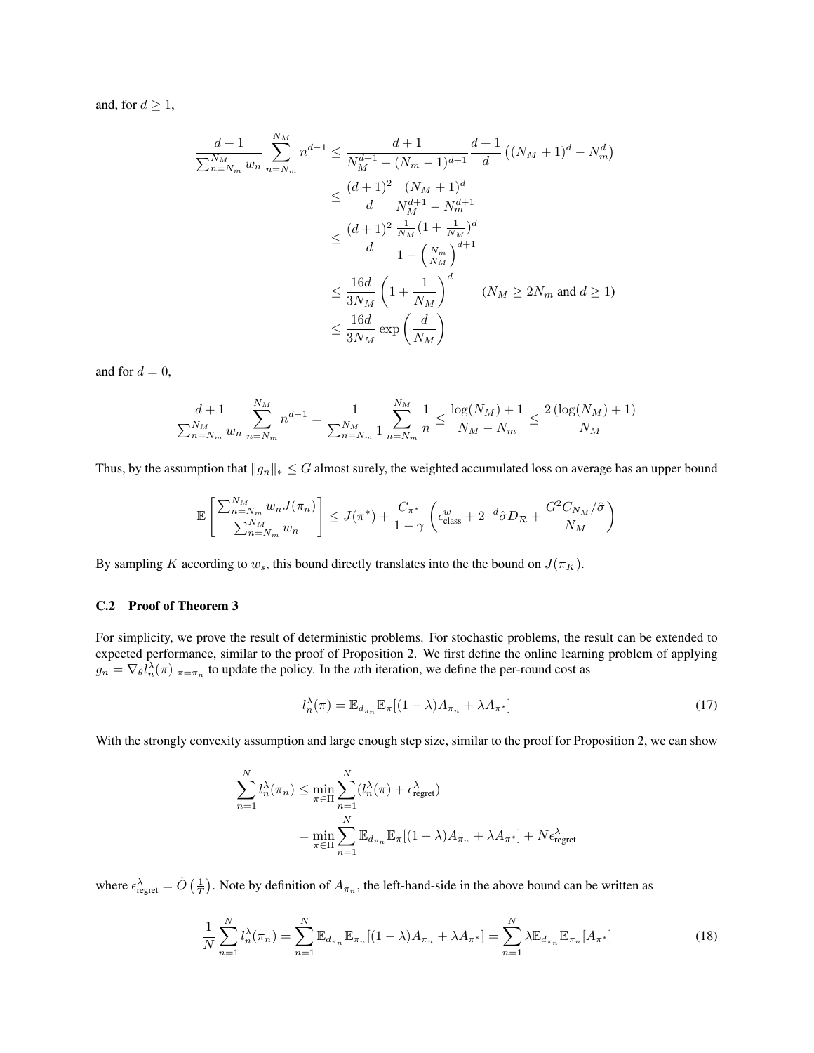and, for $d \geq 1$,

$$
\begin{aligned}
\frac{d+1}{\sum_{n=N_m}^{N_M} w_n} \sum_{n=N_m}^{N_M} n^{d-1} &\leq \frac{d+1}{N_M^{d+1} - (N_m - 1)^{d+1}} \frac{d+1}{d} \left( (N_M + 1)^d - N_m^d \right) \\
&\leq \frac{(d+1)^2}{d} \frac{(N_M + 1)^d}{N_M^{d+1} - N_m^{d+1}} \\
&\leq \frac{(d+1)^2}{d} \frac{\frac{1}{N_M}(1 + \frac{1}{N_M})^d}{1 - \left(\frac{N_m}{N_M}\right)^{d+1}} \\
&\leq \frac{16d}{3N_M} \left(1 + \frac{1}{N_M}\right)^d \qquad (N_M \geq 2N_m \text{ and } d \geq 1) \\
&\leq \frac{16d}{3N_M} \exp\left(\frac{d}{N_M}\right)
\end{aligned}
$$

and for $d = 0$,

$$
\frac{d+1}{\sum_{n=N_m}^{N_M} w_n} \sum_{n=N_m}^{N_M} n^{d-1} = \frac{1}{\sum_{n=N_m}^{N_M} 1} \sum_{n=N_m}^{N_M} \frac{1}{n} \leq \frac{\log(N_M) + 1}{N_M - N_m} \leq \frac{2\left(\log(N_M) + 1\right)}{N_M}
$$

Thus, by the assumption that $\|g_n\|_* \leq G$ almost surely, the weighted accumulated loss on average has an upper bound

$$
\mathbb{E}\left[\frac{\sum_{n=N_m}^{N_M} w_n J(\pi_n)}{\sum_{n=N_m}^{N_M} w_n}\right] \leq J(\pi^*) + \frac{C_{\pi^*}}{1-\gamma}\left(\epsilon_{\text{class}}^w + 2^{-d}\hat{\sigma} D_{\mathcal{R}} + \frac{G^2 C_{N_M}/\hat{\sigma}}{N_M}\right)
$$

By sampling $K$ according to $w_s$, this bound directly translates into the the bound on $J(\pi_K)$.

### C.2 Proof of Theorem 3

For simplicity, we prove the result of deterministic problems. For stochastic problems, the result can be extended to expected performance, similar to the proof of Proposition 2. We first define the online learning problem of applying $g_n = \nabla_\theta l_n^\lambda(\pi)|_{\pi=\pi_n}$ to update the policy. In the $n$th iteration, we define the per-round cost as

$$
l_n^\lambda(\pi) = \mathbb{E}_{d_{\pi_n}} \mathbb{E}_\pi[(1-\lambda)A_{\pi_n} + \lambda A_{\pi^*}] \tag{17}
$$

With the strongly convexity assumption and large enough step size, similar to the proof for Proposition 2, we can show

$$
\begin{aligned}
\sum_{n=1}^{N} l_n^\lambda(\pi_n) &\leq \min_{\pi \in \Pi} \sum_{n=1}^{N} (l_n^\lambda(\pi) + \epsilon_{\text{regret}}^\lambda) \\
&= \min_{\pi \in \Pi} \sum_{n=1}^{N} \mathbb{E}_{d_{\pi_n}} \mathbb{E}_\pi[(1-\lambda)A_{\pi_n} + \lambda A_{\pi^*}] + N\epsilon_{\text{regret}}^\lambda
\end{aligned}
$$

where $\epsilon_{\text{regret}}^\lambda = \tilde{O}\left(\frac{1}{T}\right)$. Note by definition of $A_{\pi_n}$, the left-hand-side in the above bound can be written as

$$
\frac{1}{N}\sum_{n=1}^{N} l_n^\lambda(\pi_n) = \sum_{n=1}^{N} \mathbb{E}_{d_{\pi_n}} \mathbb{E}_{\pi_n}[(1-\lambda)A_{\pi_n} + \lambda A_{\pi^*}] = \sum_{n=1}^{N} \lambda \mathbb{E}_{d_{\pi_n}} \mathbb{E}_{\pi_n}[A_{\pi^*}] \tag{18}
$$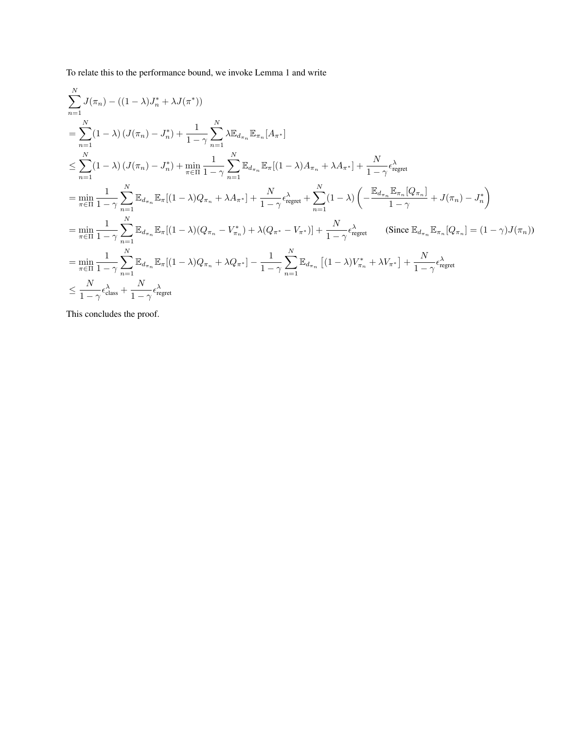To relate this to the performance bound, we invoke Lemma 1 and write

$$
\begin{aligned}
&\sum_{n=1}^{N} J(\pi_n) - ((1-\lambda)J_n^* + \lambda J(\pi^*)) \\
&= \sum_{n=1}^{N}(1-\lambda)\left(J(\pi_n) - J_n^*\right) + \frac{1}{1-\gamma}\sum_{n=1}^{N}\lambda \mathbb{E}_{d_{\pi_n}}\mathbb{E}_{\pi_n}[A_{\pi^*}] \\
&\leq \sum_{n=1}^{N}(1-\lambda)\left(J(\pi_n) - J_n^*\right) + \min_{\pi\in\Pi}\frac{1}{1-\gamma}\sum_{n=1}^{N}\mathbb{E}_{d_{\pi_n}}\mathbb{E}_{\pi}[(1-\lambda)A_{\pi_n} + \lambda A_{\pi^*}] + \frac{N}{1-\gamma}\epsilon_{\text{regret}}^{\lambda} \\
&= \min_{\pi\in\Pi}\frac{1}{1-\gamma}\sum_{n=1}^{N}\mathbb{E}_{d_{\pi_n}}\mathbb{E}_{\pi}[(1-\lambda)Q_{\pi_n} + \lambda A_{\pi^*}] + \frac{N}{1-\gamma}\epsilon_{\text{regret}}^{\lambda} + \sum_{n=1}^{N}(1-\lambda)\left(-\frac{\mathbb{E}_{d_{\pi_n}}\mathbb{E}_{\pi_n}[Q_{\pi_n}]}{1-\gamma} + J(\pi_n) - J_n^*\right) \\
&= \min_{\pi\in\Pi}\frac{1}{1-\gamma}\sum_{n=1}^{N}\mathbb{E}_{d_{\pi_n}}\mathbb{E}_{\pi}[(1-\lambda)(Q_{\pi_n} - V_{\pi_n}^*) + \lambda(Q_{\pi^*} - V_{\pi^*})] + \frac{N}{1-\gamma}\epsilon_{\text{regret}}^{\lambda} \qquad \text{(Since } \mathbb{E}_{d_{\pi_n}}\mathbb{E}_{\pi_n}[Q_{\pi_n}] = (1-\gamma)J(\pi_n)\text{)} \\
&= \min_{\pi\in\Pi}\frac{1}{1-\gamma}\sum_{n=1}^{N}\mathbb{E}_{d_{\pi_n}}\mathbb{E}_{\pi}[(1-\lambda)Q_{\pi_n} + \lambda Q_{\pi^*}] - \frac{1}{1-\gamma}\sum_{n=1}^{N}\mathbb{E}_{d_{\pi_n}}\left[(1-\lambda)V_{\pi_n}^* + \lambda V_{\pi^*}\right] + \frac{N}{1-\gamma}\epsilon_{\text{regret}}^{\lambda} \\
&\leq \frac{N}{1-\gamma}\epsilon_{\text{class}}^{\lambda} + \frac{N}{1-\gamma}\epsilon_{\text{regret}}^{\lambda}
\end{aligned}
$$

This concludes the proof.